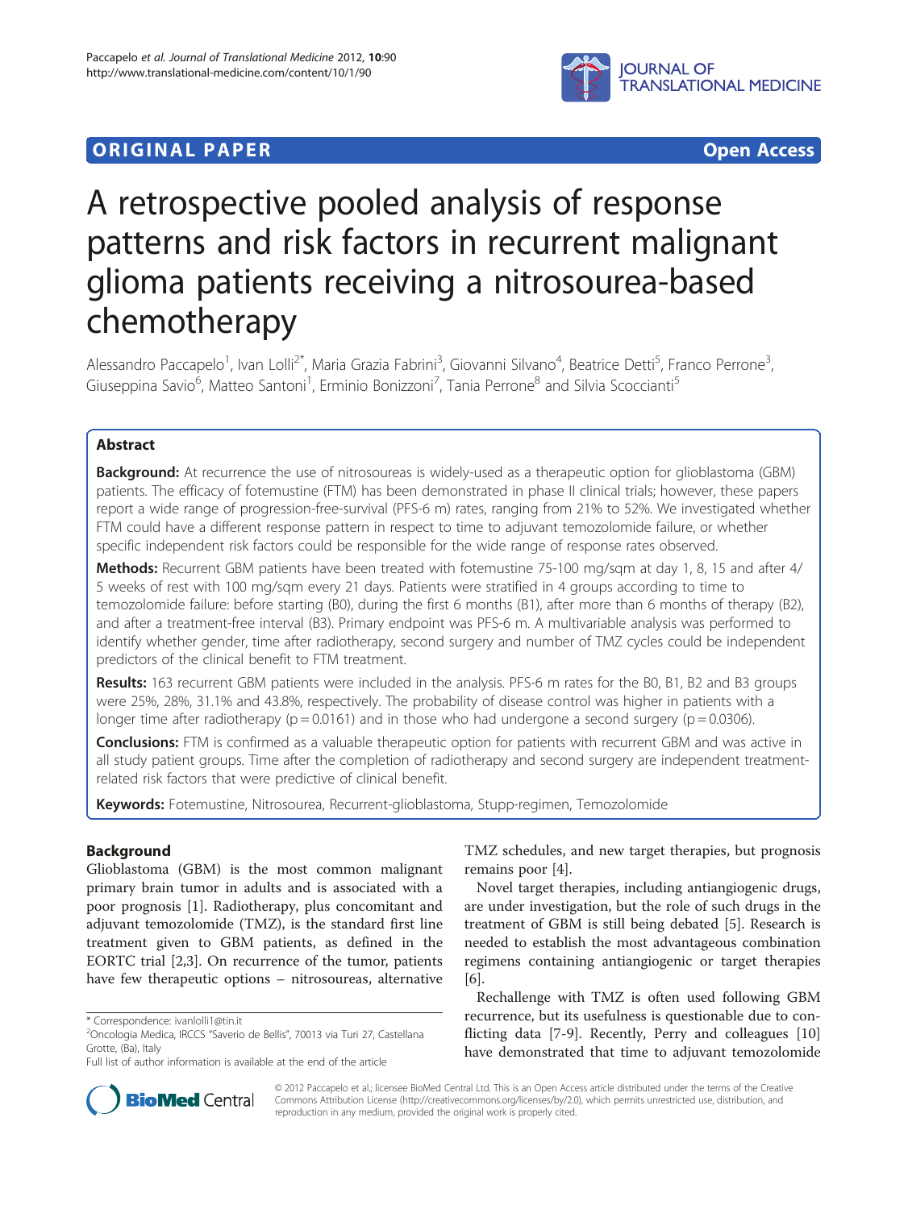**ORIGINAL PAPER** **Open Access**

# A retrospective pooled analysis of response patterns and risk factors in recurrent malignant glioma patients receiving a nitrosourea-based chemotherapy

Alessandro Paccapelo[1], Ivan Lolli[2*], Maria Grazia Fabrini[3], Giovanni Silvano[4], Beatrice Detti[5], Franco Perrone[3], Giuseppina Savio[6], Matteo Santoni[1], Erminio Bonizzoni[7], Tania Perrone[8] and Silvia Scoccianti[5]

## Abstract

**Background:** At recurrence the use of nitrosoureas is widely-used as a therapeutic option for glioblastoma (GBM) patients. The efficacy of fotemustine (FTM) has been demonstrated in phase II clinical trials; however, these papers report a wide range of progression-free-survival (PFS-6 m) rates, ranging from 21% to 52%. We investigated whether FTM could have a different response pattern in respect to time to adjuvant temozolomide failure, or whether specific independent risk factors could be responsible for the wide range of response rates observed.

**Methods:** Recurrent GBM patients have been treated with fotemustine 75-100 mg/sqm at day 1, 8, 15 and after 4/5 weeks of rest with 100 mg/sqm every 21 days. Patients were stratified in 4 groups according to time to temozolomide failure: before starting (B0), during the first 6 months (B1), after more than 6 months of therapy (B2), and after a treatment-free interval (B3). Primary endpoint was PFS-6 m. A multivariable analysis was performed to identify whether gender, time after radiotherapy, second surgery and number of TMZ cycles could be independent predictors of the clinical benefit to FTM treatment.

**Results:** 163 recurrent GBM patients were included in the analysis. PFS-6 m rates for the B0, B1, B2 and B3 groups were 25%, 28%, 31.1% and 43.8%, respectively. The probability of disease control was higher in patients with a longer time after radiotherapy ($p = 0.0161$) and in those who had undergone a second surgery ($p = 0.0306$).

**Conclusions:** FTM is confirmed as a valuable therapeutic option for patients with recurrent GBM and was active in all study patient groups. Time after the completion of radiotherapy and second surgery are independent treatment-related risk factors that were predictive of clinical benefit.

**Keywords:** Fotemustine, Nitrosourea, Recurrent-glioblastoma, Stupp-regimen, Temozolomide

## Background

Glioblastoma (GBM) is the most common malignant primary brain tumor in adults and is associated with a poor prognosis [1]. Radiotherapy, plus concomitant and adjuvant temozolomide (TMZ), is the standard first line treatment given to GBM patients, as defined in the EORTC trial [2,3]. On recurrence of the tumor, patients have few therapeutic options – nitrosoureas, alternative TMZ schedules, and new target therapies, but prognosis remains poor [4].

Novel target therapies, including antiangiogenic drugs, are under investigation, but the role of such drugs in the treatment of GBM is still being debated [5]. Research is needed to establish the most advantageous combination regimens containing antiangiogenic or target therapies [6].

Rechallenge with TMZ is often used following GBM recurrence, but its usefulness is questionable due to conflicting data [7-9]. Recently, Perry and colleagues [10] have demonstrated that time to adjuvant temozolomide

\* Correspondence: ivanlolli1@tin.it
[2]Oncologia Medica, IRCCS "Saverio de Bellis", 70013 via Turi 27, Castellana Grotte, (Ba), Italy
Full list of author information is available at the end of the article

© 2012 Paccapelo et al.; licensee BioMed Central Ltd. This is an Open Access article distributed under the terms of the Creative Commons Attribution License (http://creativecommons.org/licenses/by/2.0), which permits unrestricted use, distribution, and reproduction in any medium, provided the original work is properly cited.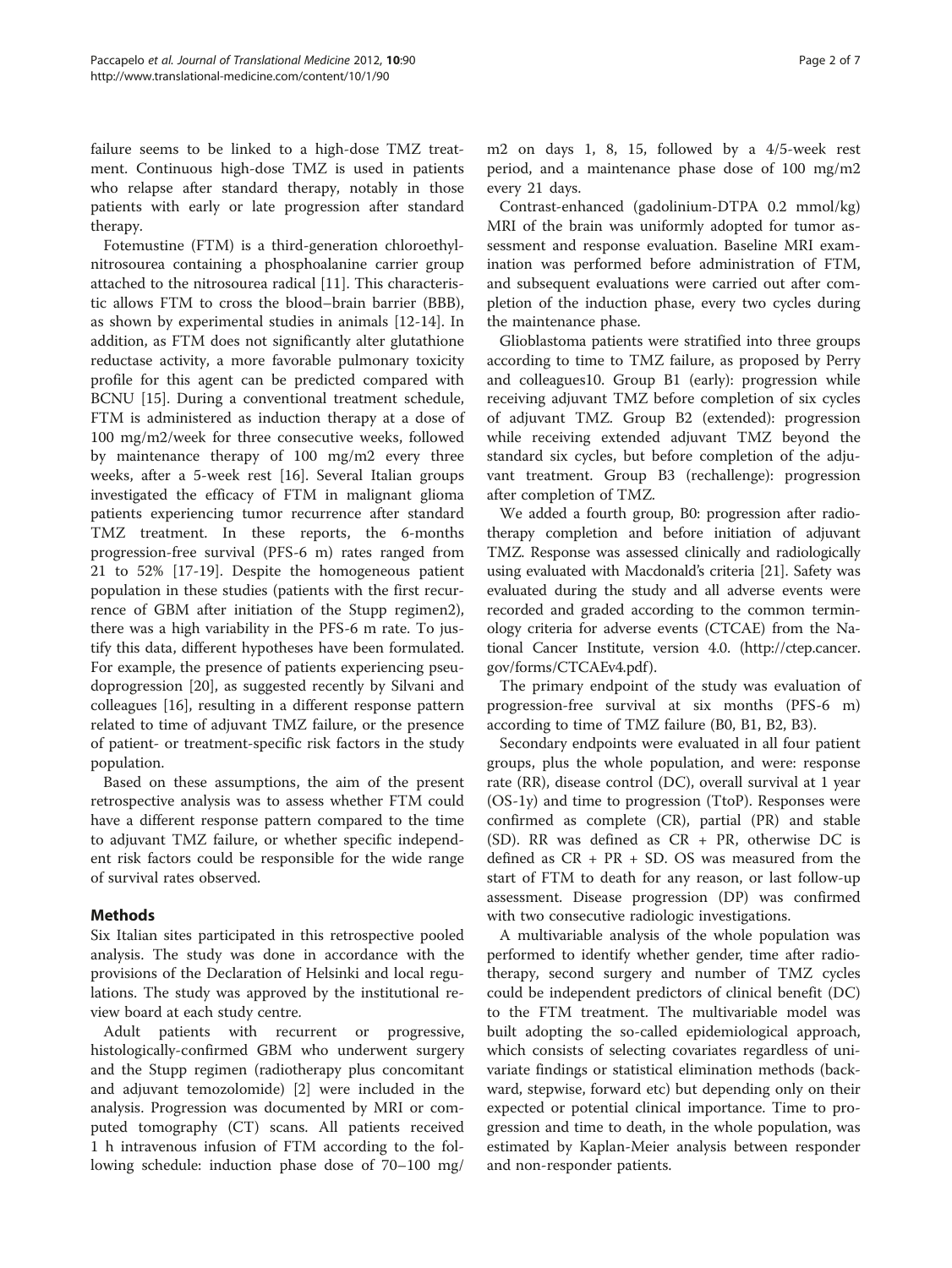failure seems to be linked to a high-dose TMZ treatment. Continuous high-dose TMZ is used in patients who relapse after standard therapy, notably in those patients with early or late progression after standard therapy.

Fotemustine (FTM) is a third-generation chloroethylnitrosourea containing a phosphoalanine carrier group attached to the nitrosourea radical [11]. This characteristic allows FTM to cross the blood–brain barrier (BBB), as shown by experimental studies in animals [12-14]. In addition, as FTM does not significantly alter glutathione reductase activity, a more favorable pulmonary toxicity profile for this agent can be predicted compared with BCNU [15]. During a conventional treatment schedule, FTM is administered as induction therapy at a dose of 100 mg/m2/week for three consecutive weeks, followed by maintenance therapy of 100 mg/m2 every three weeks, after a 5-week rest [16]. Several Italian groups investigated the efficacy of FTM in malignant glioma patients experiencing tumor recurrence after standard TMZ treatment. In these reports, the 6-months progression-free survival (PFS-6 m) rates ranged from 21 to 52% [17-19]. Despite the homogeneous patient population in these studies (patients with the first recurrence of GBM after initiation of the Stupp regimen2), there was a high variability in the PFS-6 m rate. To justify this data, different hypotheses have been formulated. For example, the presence of patients experiencing pseudoprogression [20], as suggested recently by Silvani and colleagues [16], resulting in a different response pattern related to time of adjuvant TMZ failure, or the presence of patient- or treatment-specific risk factors in the study population.

Based on these assumptions, the aim of the present retrospective analysis was to assess whether FTM could have a different response pattern compared to the time to adjuvant TMZ failure, or whether specific independent risk factors could be responsible for the wide range of survival rates observed.

## Methods

Six Italian sites participated in this retrospective pooled analysis. The study was done in accordance with the provisions of the Declaration of Helsinki and local regulations. The study was approved by the institutional review board at each study centre.

Adult patients with recurrent or progressive, histologically-confirmed GBM who underwent surgery and the Stupp regimen (radiotherapy plus concomitant and adjuvant temozolomide) [2] were included in the analysis. Progression was documented by MRI or computed tomography (CT) scans. All patients received 1 h intravenous infusion of FTM according to the following schedule: induction phase dose of 70–100 mg/m2 on days 1, 8, 15, followed by a 4/5-week rest period, and a maintenance phase dose of 100 mg/m2 every 21 days.

Contrast-enhanced (gadolinium-DTPA 0.2 mmol/kg) MRI of the brain was uniformly adopted for tumor assessment and response evaluation. Baseline MRI examination was performed before administration of FTM, and subsequent evaluations were carried out after completion of the induction phase, every two cycles during the maintenance phase.

Glioblastoma patients were stratified into three groups according to time to TMZ failure, as proposed by Perry and colleagues10. Group B1 (early): progression while receiving adjuvant TMZ before completion of six cycles of adjuvant TMZ. Group B2 (extended): progression while receiving extended adjuvant TMZ beyond the standard six cycles, but before completion of the adjuvant treatment. Group B3 (rechallenge): progression after completion of TMZ.

We added a fourth group, B0: progression after radiotherapy completion and before initiation of adjuvant TMZ. Response was assessed clinically and radiologically using evaluated with Macdonald's criteria [21]. Safety was evaluated during the study and all adverse events were recorded and graded according to the common terminology criteria for adverse events (CTCAE) from the National Cancer Institute, version 4.0. (http://ctep.cancer.gov/forms/CTCAEv4.pdf).

The primary endpoint of the study was evaluation of progression-free survival at six months (PFS-6 m) according to time of TMZ failure (B0, B1, B2, B3).

Secondary endpoints were evaluated in all four patient groups, plus the whole population, and were: response rate (RR), disease control (DC), overall survival at 1 year (OS-1y) and time to progression (TtoP). Responses were confirmed as complete (CR), partial (PR) and stable (SD). RR was defined as CR + PR, otherwise DC is defined as CR + PR + SD. OS was measured from the start of FTM to death for any reason, or last follow-up assessment. Disease progression (DP) was confirmed with two consecutive radiologic investigations.

A multivariable analysis of the whole population was performed to identify whether gender, time after radiotherapy, second surgery and number of TMZ cycles could be independent predictors of clinical benefit (DC) to the FTM treatment. The multivariable model was built adopting the so-called epidemiological approach, which consists of selecting covariates regardless of univariate findings or statistical elimination methods (backward, stepwise, forward etc) but depending only on their expected or potential clinical importance. Time to progression and time to death, in the whole population, was estimated by Kaplan-Meier analysis between responder and non-responder patients.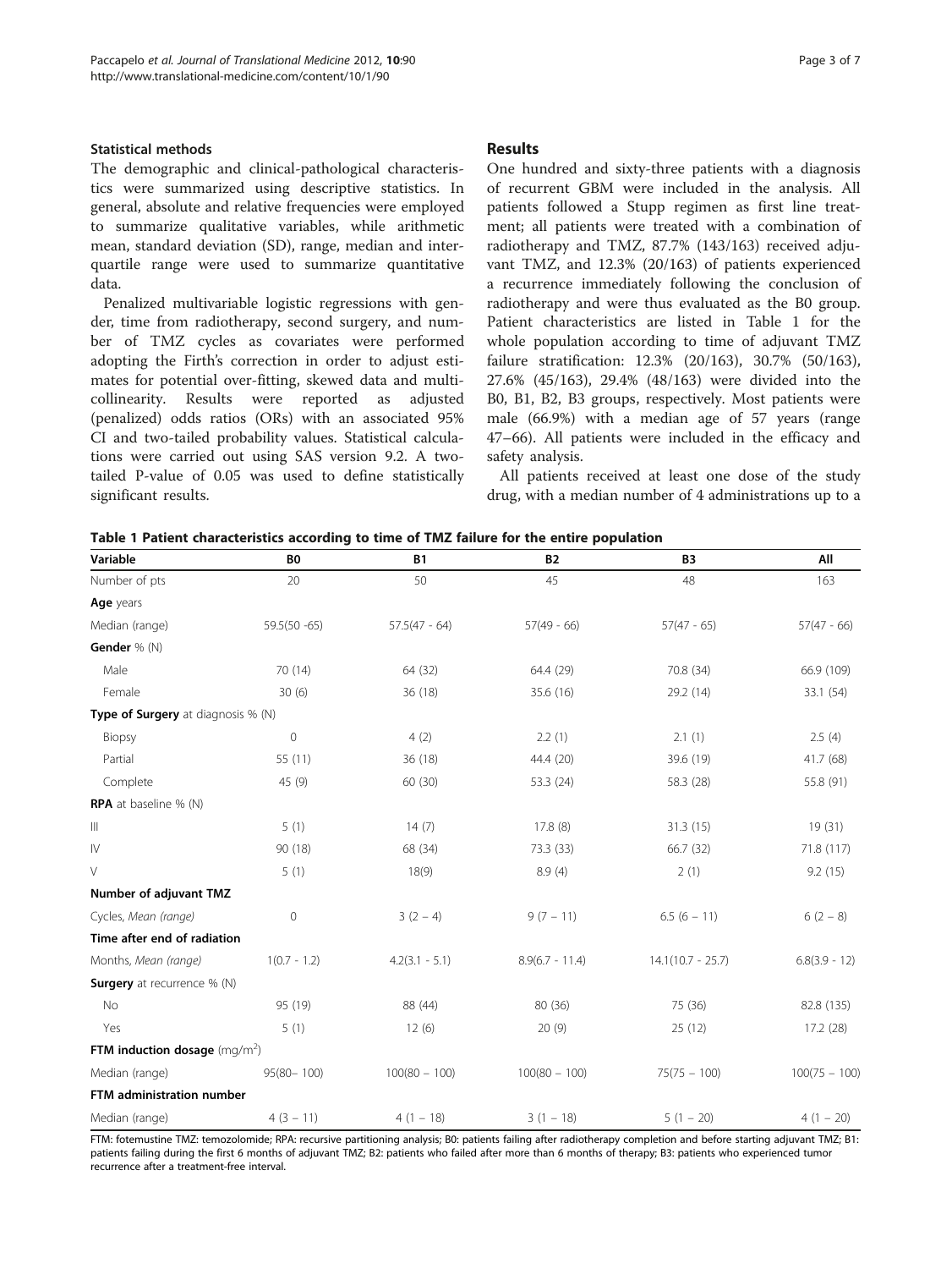#### Statistical methods

The demographic and clinical-pathological characteristics were summarized using descriptive statistics. In general, absolute and relative frequencies were employed to summarize qualitative variables, while arithmetic mean, standard deviation (SD), range, median and interquartile range were used to summarize quantitative data.

Penalized multivariable logistic regressions with gender, time from radiotherapy, second surgery, and number of TMZ cycles as covariates were performed adopting the Firth's correction in order to adjust estimates for potential over-fitting, skewed data and multicollinearity. Results were reported as adjusted (penalized) odds ratios (ORs) with an associated 95% CI and two-tailed probability values. Statistical calculations were carried out using SAS version 9.2. A two-tailed P-value of 0.05 was used to define statistically significant results.

## Results

One hundred and sixty-three patients with a diagnosis of recurrent GBM were included in the analysis. All patients followed a Stupp regimen as first line treatment; all patients were treated with a combination of radiotherapy and TMZ, 87.7% (143/163) received adjuvant TMZ, and 12.3% (20/163) of patients experienced a recurrence immediately following the conclusion of radiotherapy and were thus evaluated as the B0 group. Patient characteristics are listed in Table 1 for the whole population according to time of adjuvant TMZ failure stratification: 12.3% (20/163), 30.7% (50/163), 27.6% (45/163), 29.4% (48/163) were divided into the B0, B1, B2, B3 groups, respectively. Most patients were male (66.9%) with a median age of 57 years (range 47–66). All patients were included in the efficacy and safety analysis.

All patients received at least one dose of the study drug, with a median number of 4 administrations up to a

**Table 1 Patient characteristics according to time of TMZ failure for the entire population**

| Variable | B0 | B1 | B2 | B3 | All |
|---|---|---|---|---|---|
| Number of pts | 20 | 50 | 45 | 48 | 163 |
| **Age** years | | | | | |
| Median (range) | 59.5(50 -65) | 57.5(47 - 64) | 57(49 - 66) | 57(47 - 65) | 57(47 - 66) |
| **Gender** % (N) | | | | | |
| Male | 70 (14) | 64 (32) | 64.4 (29) | 70.8 (34) | 66.9 (109) |
| Female | 30 (6) | 36 (18) | 35.6 (16) | 29.2 (14) | 33.1 (54) |
| **Type of Surgery** at diagnosis % (N) | | | | | |
| Biopsy | 0 | 4 (2) | 2.2 (1) | 2.1 (1) | 2.5 (4) |
| Partial | 55 (11) | 36 (18) | 44.4 (20) | 39.6 (19) | 41.7 (68) |
| Complete | 45 (9) | 60 (30) | 53.3 (24) | 58.3 (28) | 55.8 (91) |
| **RPA** at baseline % (N) | | | | | |
| III | 5 (1) | 14 (7) | 17.8 (8) | 31.3 (15) | 19 (31) |
| IV | 90 (18) | 68 (34) | 73.3 (33) | 66.7 (32) | 71.8 (117) |
| V | 5 (1) | 18(9) | 8.9 (4) | 2 (1) | 9.2 (15) |
| **Number of adjuvant TMZ** | | | | | |
| Cycles, *Mean (range)* | 0 | 3 (2 – 4) | 9 (7 – 11) | 6.5 (6 – 11) | 6 (2 – 8) |
| **Time after end of radiation** | | | | | |
| Months, *Mean (range)* | 1(0.7 - 1.2) | 4.2(3.1 - 5.1) | 8.9(6.7 - 11.4) | 14.1(10.7 - 25.7) | 6.8(3.9 - 12) |
| **Surgery** at recurrence % (N) | | | | | |
| No | 95 (19) | 88 (44) | 80 (36) | 75 (36) | 82.8 (135) |
| Yes | 5 (1) | 12 (6) | 20 (9) | 25 (12) | 17.2 (28) |
| **FTM induction dosage** ($mg/m^2$) | | | | | |
| Median (range) | 95(80– 100) | 100(80 – 100) | 100(80 – 100) | 75(75 – 100) | 100(75 – 100) |
| **FTM administration number** | | | | | |
| Median (range) | 4 (3 – 11) | 4 (1 – 18) | 3 (1 – 18) | 5 (1 – 20) | 4 (1 – 20) |

FTM: fotemustine TMZ: temozolomide; RPA: recursive partitioning analysis; B0: patients failing after radiotherapy completion and before starting adjuvant TMZ; B1: patients failing during the first 6 months of adjuvant TMZ; B2: patients who failed after more than 6 months of therapy; B3: patients who experienced tumor recurrence after a treatment-free interval.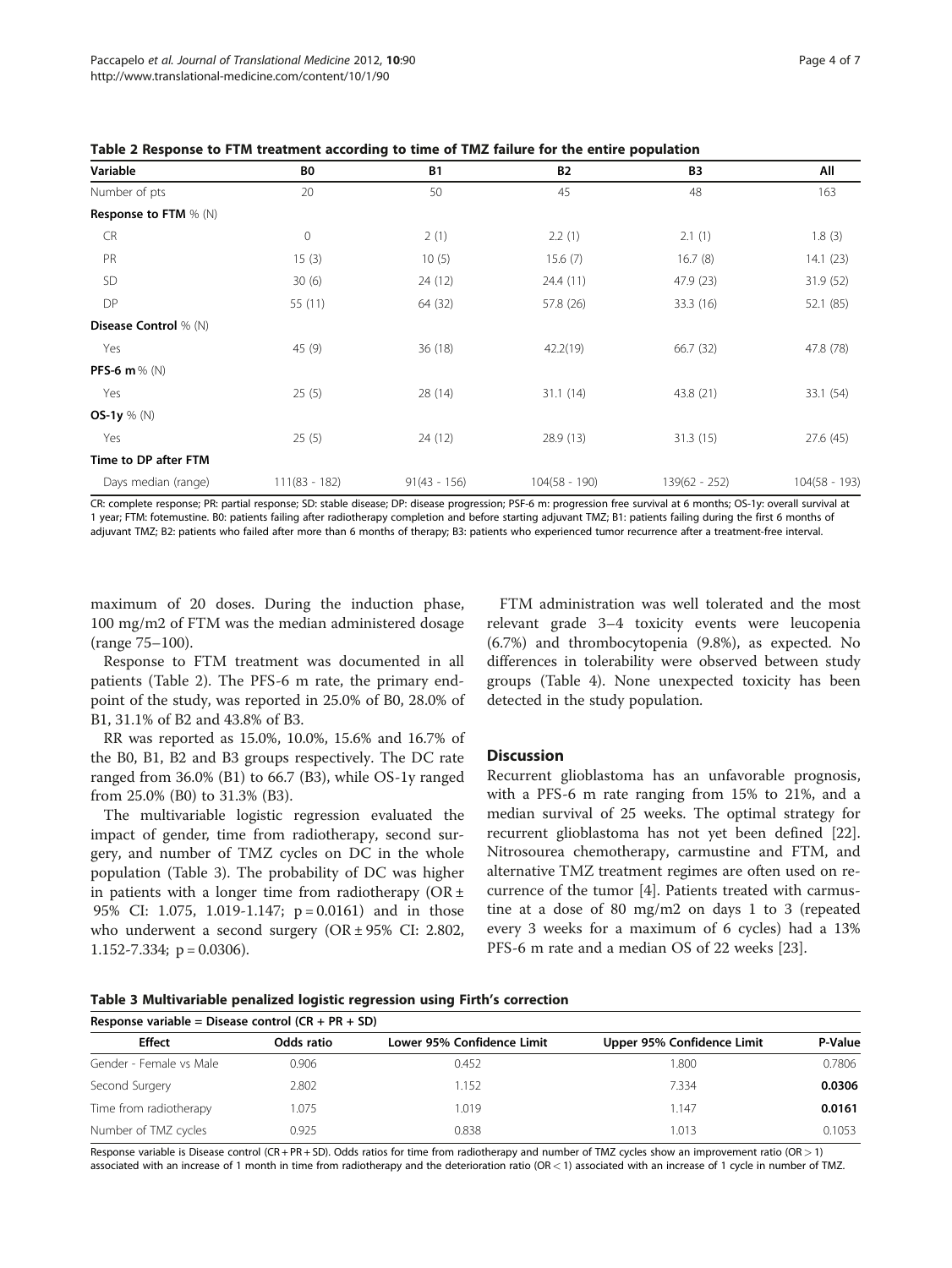**Table 2 Response to FTM treatment according to time of TMZ failure for the entire population**

| Variable | B0 | B1 | B2 | B3 | All |
|---|---|---|---|---|---|
| Number of pts | 20 | 50 | 45 | 48 | 163 |
| **Response to FTM** % (N) | | | | | |
| CR | 0 | 2 (1) | 2.2 (1) | 2.1 (1) | 1.8 (3) |
| PR | 15 (3) | 10 (5) | 15.6 (7) | 16.7 (8) | 14.1 (23) |
| SD | 30 (6) | 24 (12) | 24.4 (11) | 47.9 (23) | 31.9 (52) |
| DP | 55 (11) | 64 (32) | 57.8 (26) | 33.3 (16) | 52.1 (85) |
| **Disease Control** % (N) | | | | | |
| Yes | 45 (9) | 36 (18) | 42.2(19) | 66.7 (32) | 47.8 (78) |
| **PFS-6 m** % (N) | | | | | |
| Yes | 25 (5) | 28 (14) | 31.1 (14) | 43.8 (21) | 33.1 (54) |
| **OS-1y** % (N) | | | | | |
| Yes | 25 (5) | 24 (12) | 28.9 (13) | 31.3 (15) | 27.6 (45) |
| **Time to DP after FTM** | | | | | |
| Days median (range) | 111(83 - 182) | 91(43 - 156) | 104(58 - 190) | 139(62 - 252) | 104(58 - 193) |

CR: complete response; PR: partial response; SD: stable disease; DP: disease progression; PSF-6 m: progression free survival at 6 months; OS-1y: overall survival at 1 year; FTM: fotemustine. B0: patients failing after radiotherapy completion and before starting adjuvant TMZ; B1: patients failing during the first 6 months of adjuvant TMZ; B2: patients who failed after more than 6 months of therapy; B3: patients who experienced tumor recurrence after a treatment-free interval.

maximum of 20 doses. During the induction phase, 100 mg/m2 of FTM was the median administered dosage (range 75–100).

Response to FTM treatment was documented in all patients (Table 2). The PFS-6 m rate, the primary endpoint of the study, was reported in 25.0% of B0, 28.0% of B1, 31.1% of B2 and 43.8% of B3.

RR was reported as 15.0%, 10.0%, 15.6% and 16.7% of the B0, B1, B2 and B3 groups respectively. The DC rate ranged from 36.0% (B1) to 66.7 (B3), while OS-1y ranged from 25.0% (B0) to 31.3% (B3).

The multivariable logistic regression evaluated the impact of gender, time from radiotherapy, second surgery, and number of TMZ cycles on DC in the whole population (Table 3). The probability of DC was higher in patients with a longer time from radiotherapy (OR ± 95% CI: 1.075, 1.019-1.147; p = 0.0161) and in those who underwent a second surgery (OR ± 95% CI: 2.802, 1.152-7.334; p = 0.0306).

FTM administration was well tolerated and the most relevant grade 3–4 toxicity events were leucopenia (6.7%) and thrombocytopenia (9.8%), as expected. No differences in tolerability were observed between study groups (Table 4). None unexpected toxicity has been detected in the study population.

## Discussion

Recurrent glioblastoma has an unfavorable prognosis, with a PFS-6 m rate ranging from 15% to 21%, and a median survival of 25 weeks. The optimal strategy for recurrent glioblastoma has not yet been defined [22]. Nitrosourea chemotherapy, carmustine and FTM, and alternative TMZ treatment regimes are often used on recurrence of the tumor [4]. Patients treated with carmustine at a dose of 80 mg/m2 on days 1 to 3 (repeated every 3 weeks for a maximum of 6 cycles) had a 13% PFS-6 m rate and a median OS of 22 weeks [23].

**Table 3 Multivariable penalized logistic regression using Firth's correction**

| Response variable = Disease control (CR + PR + SD) | | | | |
|---|---|---|---|---|
| **Effect** | **Odds ratio** | **Lower 95% Confidence Limit** | **Upper 95% Confidence Limit** | **P-Value** |
| Gender - Female vs Male | 0.906 | 0.452 | 1.800 | 0.7806 |
| Second Surgery | 2.802 | 1.152 | 7.334 | **0.0306** |
| Time from radiotherapy | 1.075 | 1.019 | 1.147 | **0.0161** |
| Number of TMZ cycles | 0.925 | 0.838 | 1.013 | 0.1053 |

Response variable is Disease control (CR + PR + SD). Odds ratios for time from radiotherapy and number of TMZ cycles show an improvement ratio (OR > 1) associated with an increase of 1 month in time from radiotherapy and the deterioration ratio (OR < 1) associated with an increase of 1 cycle in number of TMZ.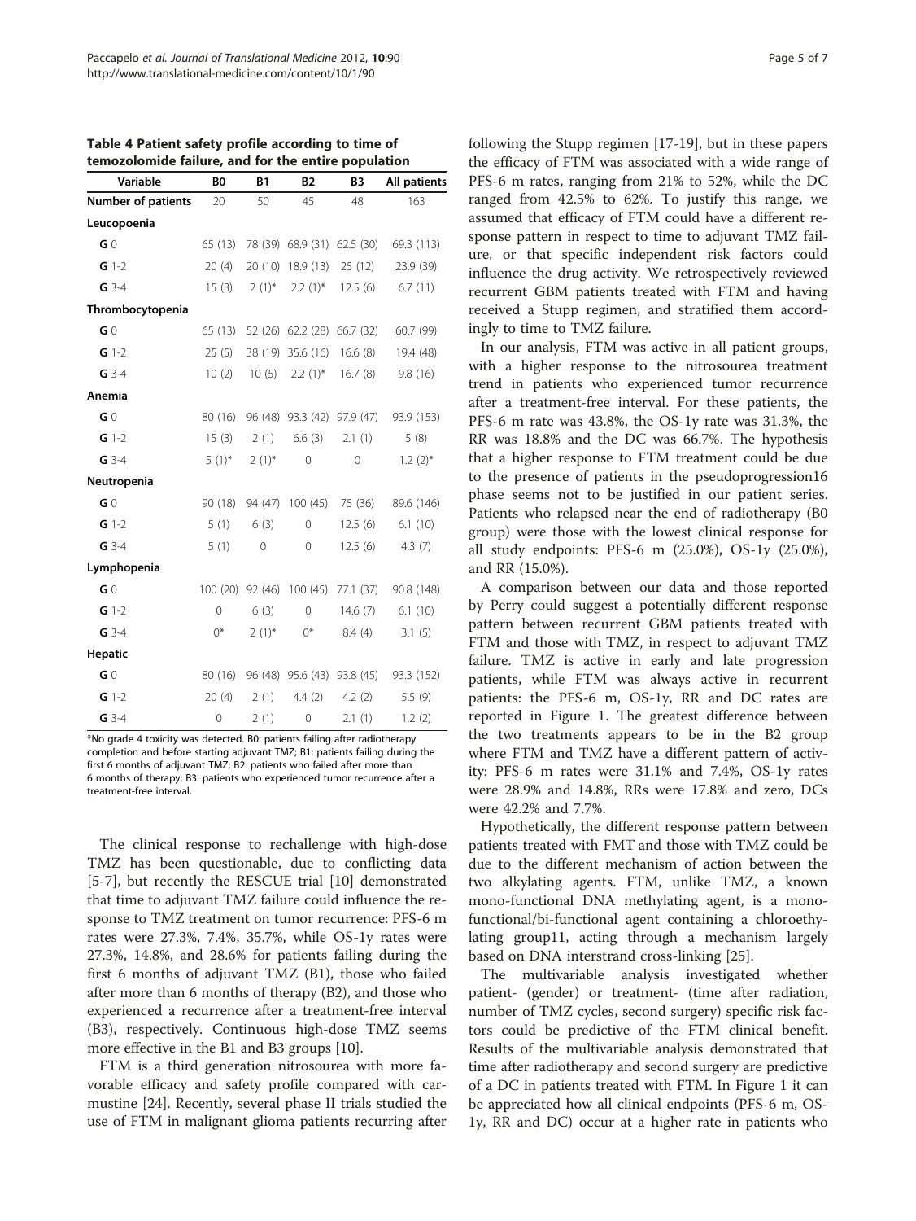**Table 4 Patient safety profile according to time of temozolomide failure, and for the entire population**

| Variable | B0 | B1 | B2 | B3 | All patients |
|---|---|---|---|---|---|
| **Number of patients** | 20 | 50 | 45 | 48 | 163 |
| **Leucopoenia** | | | | | |
| **G** 0 | 65 (13) | 78 (39) | 68.9 (31) | 62.5 (30) | 69.3 (113) |
| **G** 1-2 | 20 (4) | 20 (10) | 18.9 (13) | 25 (12) | 23.9 (39) |
| **G** 3-4 | 15 (3) | 2 (1)* | 2.2 (1)* | 12.5 (6) | 6.7 (11) |
| **Thrombocytopenia** | | | | | |
| **G** 0 | 65 (13) | 52 (26) | 62.2 (28) | 66.7 (32) | 60.7 (99) |
| **G** 1-2 | 25 (5) | 38 (19) | 35.6 (16) | 16.6 (8) | 19.4 (48) |
| **G** 3-4 | 10 (2) | 10 (5) | 2.2 (1)* | 16.7 (8) | 9.8 (16) |
| **Anemia** | | | | | |
| **G** 0 | 80 (16) | 96 (48) | 93.3 (42) | 97.9 (47) | 93.9 (153) |
| **G** 1-2 | 15 (3) | 2 (1) | 6.6 (3) | 2.1 (1) | 5 (8) |
| **G** 3-4 | 5 (1)* | 2 (1)* | 0 | 0 | 1.2 (2)* |
| **Neutropenia** | | | | | |
| **G** 0 | 90 (18) | 94 (47) | 100 (45) | 75 (36) | 89.6 (146) |
| **G** 1-2 | 5 (1) | 6 (3) | 0 | 12.5 (6) | 6.1 (10) |
| **G** 3-4 | 5 (1) | 0 | 0 | 12.5 (6) | 4.3 (7) |
| **Lymphopenia** | | | | | |
| **G** 0 | 100 (20) | 92 (46) | 100 (45) | 77.1 (37) | 90.8 (148) |
| **G** 1-2 | 0 | 6 (3) | 0 | 14.6 (7) | 6.1 (10) |
| **G** 3-4 | 0* | 2 (1)* | 0* | 8.4 (4) | 3.1 (5) |
| **Hepatic** | | | | | |
| **G** 0 | 80 (16) | 96 (48) | 95.6 (43) | 93.8 (45) | 93.3 (152) |
| **G** 1-2 | 20 (4) | 2 (1) | 4.4 (2) | 4.2 (2) | 5.5 (9) |
| **G** 3-4 | 0 | 2 (1) | 0 | 2.1 (1) | 1.2 (2) |

*No grade 4 toxicity was detected. B0: patients failing after radiotherapy completion and before starting adjuvant TMZ; B1: patients failing during the first 6 months of adjuvant TMZ; B2: patients who failed after more than 6 months of therapy; B3: patients who experienced tumor recurrence after a treatment-free interval.

The clinical response to rechallenge with high-dose TMZ has been questionable, due to conflicting data [5-7], but recently the RESCUE trial [10] demonstrated that time to adjuvant TMZ failure could influence the response to TMZ treatment on tumor recurrence: PFS-6 m rates were 27.3%, 7.4%, 35.7%, while OS-1y rates were 27.3%, 14.8%, and 28.6% for patients failing during the first 6 months of adjuvant TMZ (B1), those who failed after more than 6 months of therapy (B2), and those who experienced a recurrence after a treatment-free interval (B3), respectively. Continuous high-dose TMZ seems more effective in the B1 and B3 groups [10].

FTM is a third generation nitrosourea with more favorable efficacy and safety profile compared with carmustine [24]. Recently, several phase II trials studied the use of FTM in malignant glioma patients recurring after following the Stupp regimen [17-19], but in these papers the efficacy of FTM was associated with a wide range of PFS-6 m rates, ranging from 21% to 52%, while the DC ranged from 42.5% to 62%. To justify this range, we assumed that efficacy of FTM could have a different response pattern in respect to time to adjuvant TMZ failure, or that specific independent risk factors could influence the drug activity. We retrospectively reviewed recurrent GBM patients treated with FTM and having received a Stupp regimen, and stratified them accordingly to time to TMZ failure.

In our analysis, FTM was active in all patient groups, with a higher response to the nitrosourea treatment trend in patients who experienced tumor recurrence after a treatment-free interval. For these patients, the PFS-6 m rate was 43.8%, the OS-1y rate was 31.3%, the RR was 18.8% and the DC was 66.7%. The hypothesis that a higher response to FTM treatment could be due to the presence of patients in the pseudoprogression16 phase seems not to be justified in our patient series. Patients who relapsed near the end of radiotherapy (B0 group) were those with the lowest clinical response for all study endpoints: PFS-6 m (25.0%), OS-1y (25.0%), and RR (15.0%).

A comparison between our data and those reported by Perry could suggest a potentially different response pattern between recurrent GBM patients treated with FTM and those with TMZ, in respect to adjuvant TMZ failure. TMZ is active in early and late progression patients, while FTM was always active in recurrent patients: the PFS-6 m, OS-1y, RR and DC rates are reported in Figure 1. The greatest difference between the two treatments appears to be in the B2 group where FTM and TMZ have a different pattern of activity: PFS-6 m rates were 31.1% and 7.4%, OS-1y rates were 28.9% and 14.8%, RRs were 17.8% and zero, DCs were 42.2% and 7.7%.

Hypothetically, the different response pattern between patients treated with FMT and those with TMZ could be due to the different mechanism of action between the two alkylating agents. FTM, unlike TMZ, a known mono-functional DNA methylating agent, is a mono-functional/bi-functional agent containing a chloroethylating group11, acting through a mechanism largely based on DNA interstrand cross-linking [25].

The multivariable analysis investigated whether patient- (gender) or treatment- (time after radiation, number of TMZ cycles, second surgery) specific risk factors could be predictive of the FTM clinical benefit. Results of the multivariable analysis demonstrated that time after radiotherapy and second surgery are predictive of a DC in patients treated with FTM. In Figure 1 it can be appreciated how all clinical endpoints (PFS-6 m, OS-1y, RR and DC) occur at a higher rate in patients who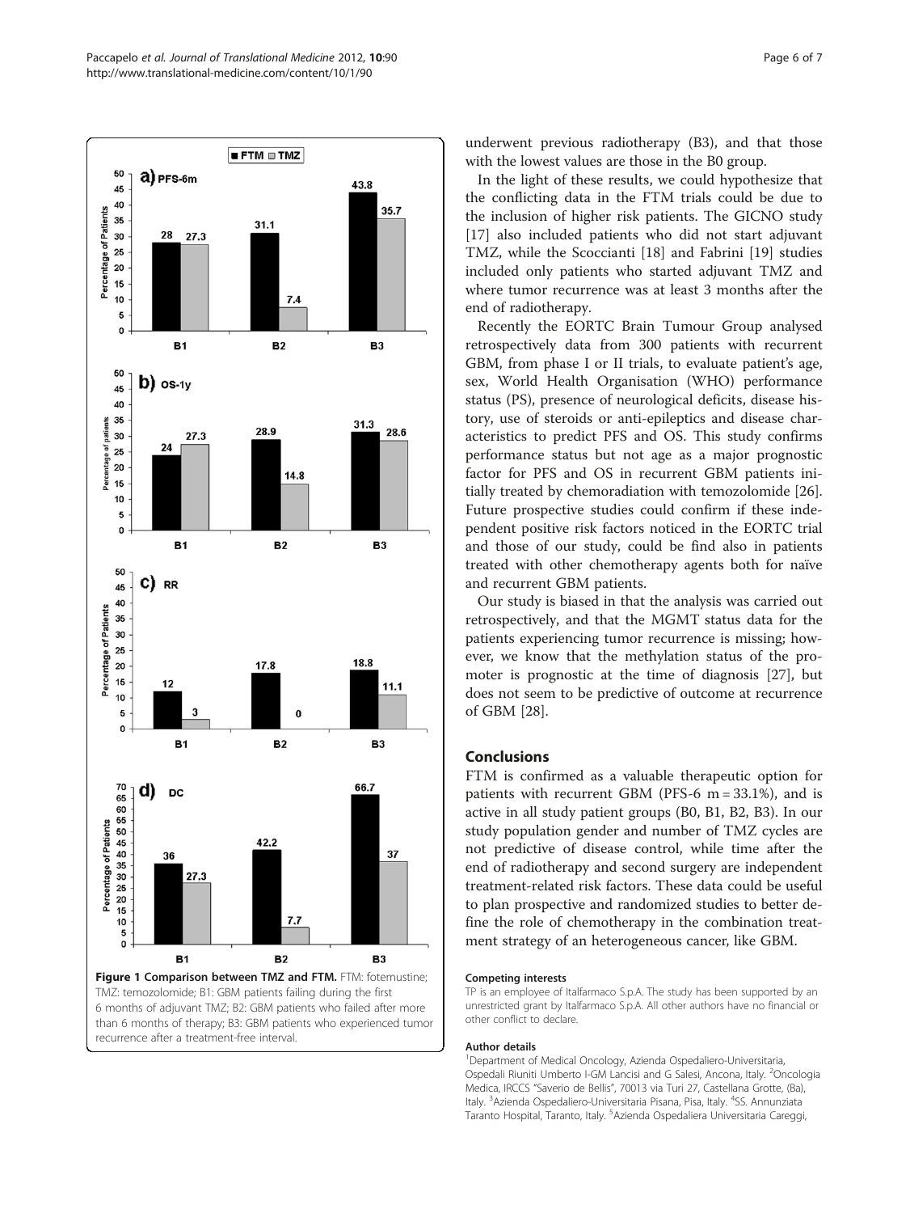Figure 1 Comparison between TMZ and FTM. FTM: fotemustine; TMZ: temozolomide; B1: GBM patients failing during the first 6 months of adjuvant TMZ; B2: GBM patients who failed after more than 6 months of therapy; B3: GBM patients who experienced tumor recurrence after a treatment-free interval.

underwent previous radiotherapy (B3), and that those with the lowest values are those in the B0 group.

In the light of these results, we could hypothesize that the conflicting data in the FTM trials could be due to the inclusion of higher risk patients. The GICNO study [17] also included patients who did not start adjuvant TMZ, while the Scoccianti [18] and Fabrini [19] studies included only patients who started adjuvant TMZ and where tumor recurrence was at least 3 months after the end of radiotherapy.

Recently the EORTC Brain Tumour Group analysed retrospectively data from 300 patients with recurrent GBM, from phase I or II trials, to evaluate patient's age, sex, World Health Organisation (WHO) performance status (PS), presence of neurological deficits, disease history, use of steroids or anti-epileptics and disease characteristics to predict PFS and OS. This study confirms performance status but not age as a major prognostic factor for PFS and OS in recurrent GBM patients initially treated by chemoradiation with temozolomide [26]. Future prospective studies could confirm if these independent positive risk factors noticed in the EORTC trial and those of our study, could be find also in patients treated with other chemotherapy agents both for naïve and recurrent GBM patients.

Our study is biased in that the analysis was carried out retrospectively, and that the MGMT status data for the patients experiencing tumor recurrence is missing; however, we know that the methylation status of the promoter is prognostic at the time of diagnosis [27], but does not seem to be predictive of outcome at recurrence of GBM [28].

## Conclusions

FTM is confirmed as a valuable therapeutic option for patients with recurrent GBM (PFS-6 m = 33.1%), and is active in all study patient groups (B0, B1, B2, B3). In our study population gender and number of TMZ cycles are not predictive of disease control, while time after the end of radiotherapy and second surgery are independent treatment-related risk factors. These data could be useful to plan prospective and randomized studies to better define the role of chemotherapy in the combination treatment strategy of an heterogeneous cancer, like GBM.

#### Competing interests

TP is an employee of Italfarmaco S.p.A. The study has been supported by an unrestricted grant by Italfarmaco S.p.A. All other authors have no financial or other conflict to declare.

#### Author details

[1]Department of Medical Oncology, Azienda Ospedaliero-Universitaria, Ospedali Riuniti Umberto I-GM Lancisi and G Salesi, Ancona, Italy. [2]Oncologia Medica, IRCCS "Saverio de Bellis", 70013 via Turi 27, Castellana Grotte, (Ba), Italy. [3]Azienda Ospedaliero-Universitaria Pisana, Pisa, Italy. [4]SS. Annunziata Taranto Hospital, Taranto, Italy. [5]Azienda Ospedaliera Universitaria Careggi,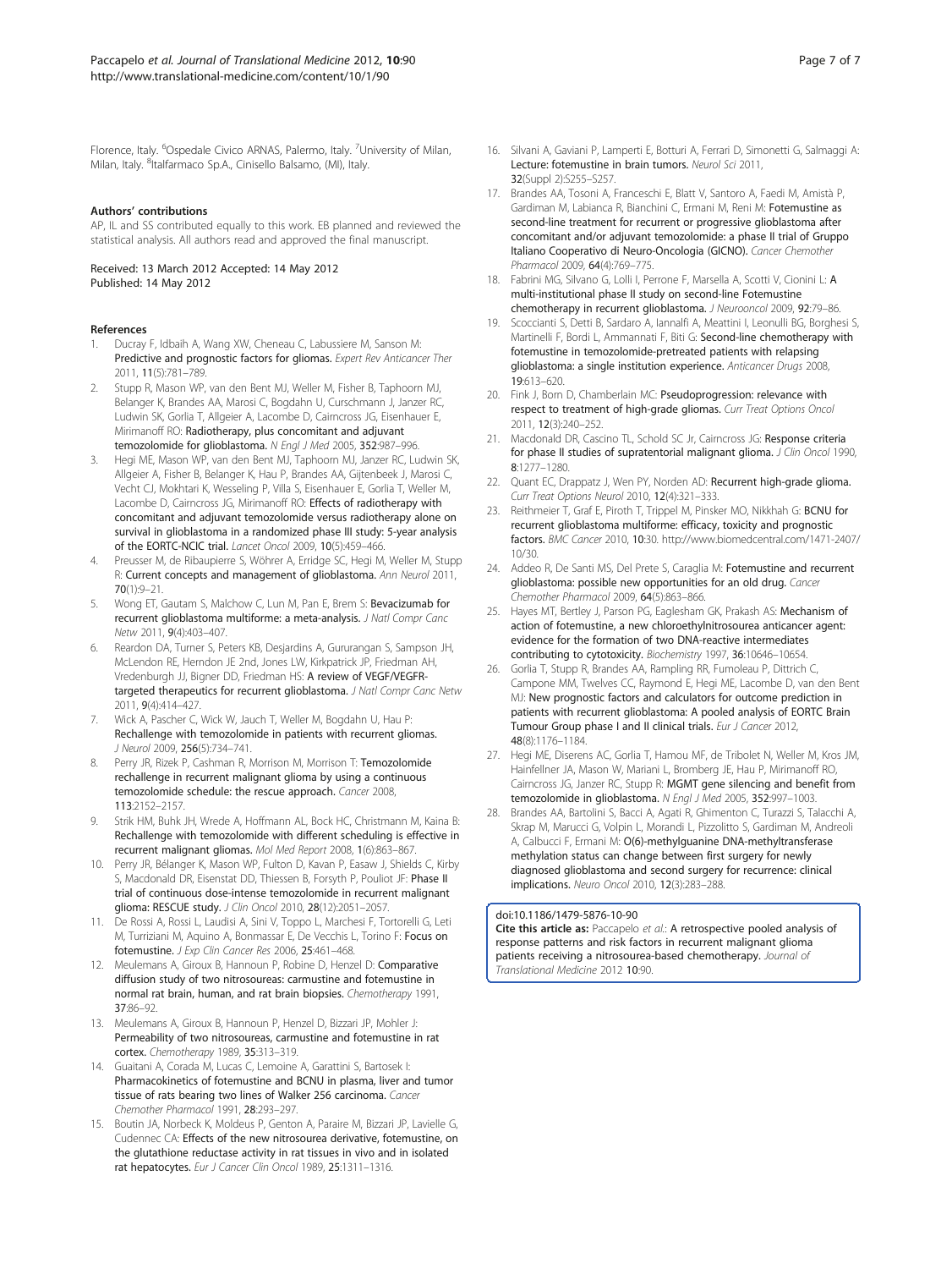Florence, Italy. [6]Ospedale Civico ARNAS, Palermo, Italy. [7]University of Milan, Milan, Italy. [8]Italfarmaco Sp.A., Cinisello Balsamo, (MI), Italy.

#### Authors' contributions

AP, IL and SS contributed equally to this work. EB planned and reviewed the statistical analysis. All authors read and approved the final manuscript.

Received: 13 March 2012 Accepted: 14 May 2012
Published: 14 May 2012

#### References

1. Ducray F, Idbaih A, Wang XW, Cheneau C, Labussiere M, Sanson M: **Predictive and prognostic factors for gliomas.** *Expert Rev Anticancer Ther* 2011, **11**(5):781–789.
2. Stupp R, Mason WP, van den Bent MJ, Weller M, Fisher B, Taphoorn MJ, Belanger K, Brandes AA, Marosi C, Bogdahn U, Curschmann J, Janzer RC, Ludwin SK, Gorlia T, Allgeier A, Lacombe D, Cairncross JG, Eisenhauer E, Mirimanoff RO: **Radiotherapy, plus concomitant and adjuvant temozolomide for glioblastoma.** *N Engl J Med* 2005, **352**:987–996.
3. Hegi ME, Mason WP, van den Bent MJ, Taphoorn MJ, Janzer RC, Ludwin SK, Allgeier A, Fisher B, Belanger K, Hau P, Brandes AA, Gijtenbeek J, Marosi C, Vecht CJ, Mokhtari K, Wesseling P, Villa S, Eisenhauer E, Gorlia T, Weller M, Lacombe D, Cairncross JG, Mirimanoff RO: **Effects of radiotherapy with concomitant and adjuvant temozolomide versus radiotherapy alone on survival in glioblastoma in a randomized phase III study: 5-year analysis of the EORTC-NCIC trial.** *Lancet Oncol* 2009, **10**(5):459–466.
4. Preusser M, de Ribaupierre S, Wöhrer A, Erridge SC, Hegi M, Weller M, Stupp R: **Current concepts and management of glioblastoma.** *Ann Neurol* 2011, **70**(1):9–21.
5. Wong ET, Gautam S, Malchow C, Lun M, Pan E, Brem S: **Bevacizumab for recurrent glioblastoma multiforme: a meta-analysis.** *J Natl Compr Canc Netw* 2011, **9**(4):403–407.
6. Reardon DA, Turner S, Peters KB, Desjardins A, Gururangan S, Sampson JH, McLendon RE, Herndon JE 2nd, Jones LW, Kirkpatrick JP, Friedman AH, Vredenburgh JJ, Bigner DD, Friedman HS: **A review of VEGF/VEGFR-targeted therapeutics for recurrent glioblastoma.** *J Natl Compr Canc Netw* 2011, **9**(4):414–427.
7. Wick A, Pascher C, Wick W, Jauch T, Weller M, Bogdahn U, Hau P: **Rechallenge with temozolomide in patients with recurrent gliomas.** *J Neurol* 2009, **256**(5):734–741.
8. Perry JR, Rizek P, Cashman R, Morrison M, Morrison T: **Temozolomide rechallenge in recurrent malignant glioma by using a continuous temozolomide schedule: the rescue approach.** *Cancer* 2008, **113**:2152–2157.
9. Strik HM, Buhk JH, Wrede A, Hoffmann AL, Bock HC, Christmann M, Kaina B: **Rechallenge with temozolomide with different scheduling is effective in recurrent malignant gliomas.** *Mol Med Report* 2008, **1**(6):863–867.
10. Perry JR, Bélanger K, Mason WP, Fulton D, Kavan P, Easaw J, Shields C, Kirby S, Macdonald DR, Eisenstat DD, Thiessen B, Forsyth P, Pouliot JF: **Phase II trial of continuous dose-intense temozolomide in recurrent malignant glioma: RESCUE study.** *J Clin Oncol* 2010, **28**(12):2051–2057.
11. De Rossi A, Rossi L, Laudisi A, Sini V, Toppo L, Marchesi F, Tortorelli G, Leti M, Turriziani M, Aquino A, Bonmassar E, De Vecchis L, Torino F: **Focus on fotemustine.** *J Exp Clin Cancer Res* 2006, **25**:461–468.
12. Meulemans A, Giroux B, Hannoun P, Robine D, Henzel D: **Comparative diffusion study of two nitrosoureas: carmustine and fotemustine in normal rat brain, human, and rat brain biopsies.** *Chemotherapy* 1991, **37**:86–92.
13. Meulemans A, Giroux B, Hannoun P, Henzel D, Bizzari JP, Mohler J: **Permeability of two nitrosoureas, carmustine and fotemustine in rat cortex.** *Chemotherapy* 1989, **35**:313–319.
14. Guaitani A, Corada M, Lucas C, Lemoine A, Garattini S, Bartosek I: **Pharmacokinetics of fotemustine and BCNU in plasma, liver and tumor tissue of rats bearing two lines of Walker 256 carcinoma.** *Cancer Chemother Pharmacol* 1991, **28**:293–297.
15. Boutin JA, Norbeck K, Moldeus P, Genton A, Paraire M, Bizzari JP, Lavielle G, Cudennec CA: **Effects of the new nitrosourea derivative, fotemustine, on the glutathione reductase activity in rat tissues in vivo and in isolated rat hepatocytes.** *Eur J Cancer Clin Oncol* 1989, **25**:1311–1316.
16. Silvani A, Gaviani P, Lamperti E, Botturi A, Ferrari D, Simonetti G, Salmaggi A: **Lecture: fotemustine in brain tumors.** *Neurol Sci* 2011, **32**(Suppl 2):S255–S257.
17. Brandes AA, Tosoni A, Franceschi E, Blatt V, Santoro A, Faedi M, Amistà P, Gardiman M, Labianca R, Bianchini C, Ermani M, Reni M: **Fotemustine as second-line treatment for recurrent or progressive glioblastoma after concomitant and/or adjuvant temozolomide: a phase II trial of Gruppo Italiano Cooperativo di Neuro-Oncologia (GICNO).** *Cancer Chemother Pharmacol* 2009, **64**(4):769–775.
18. Fabrini MG, Silvano G, Lolli I, Perrone F, Marsella A, Scotti V, Cionini L: **A multi-institutional phase II study on second-line Fotemustine chemotherapy in recurrent glioblastoma.** *J Neurooncol* 2009, **92**:79–86.
19. Scoccianti S, Detti B, Sardaro A, Iannalfi A, Meattini I, Leonulli BG, Borghesi S, Martinelli F, Bordi L, Ammannati F, Biti G: **Second-line chemotherapy with fotemustine in temozolomide-pretreated patients with relapsing glioblastoma: a single institution experience.** *Anticancer Drugs* 2008, **19**:613–620.
20. Fink J, Born D, Chamberlain MC: **Pseudoprogression: relevance with respect to treatment of high-grade gliomas.** *Curr Treat Options Oncol* 2011, **12**(3):240–252.
21. Macdonald DR, Cascino TL, Schold SC Jr, Cairncross JG: **Response criteria for phase II studies of supratentorial malignant glioma.** *J Clin Oncol* 1990, **8**:1277–1280.
22. Quant EC, Drappatz J, Wen PY, Norden AD: **Recurrent high-grade glioma.** *Curr Treat Options Neurol* 2010, **12**(4):321–333.
23. Reithmeier T, Graf E, Piroth T, Trippel M, Pinsker MO, Nikkhah G: **BCNU for recurrent glioblastoma multiforme: efficacy, toxicity and prognostic factors.** *BMC Cancer* 2010, **10**:30. http://www.biomedcentral.com/1471-2407/10/30.
24. Addeo R, De Santi MS, Del Prete S, Caraglia M: **Fotemustine and recurrent glioblastoma: possible new opportunities for an old drug.** *Cancer Chemother Pharmacol* 2009, **64**(5):863–866.
25. Hayes MT, Bertley J, Parson PG, Eaglesham GK, Prakash AS: **Mechanism of action of fotemustine, a new chloroethylnitrosourea anticancer agent: evidence for the formation of two DNA-reactive intermediates contributing to cytotoxicity.** *Biochemistry* 1997, **36**:10646–10654.
26. Gorlia T, Stupp R, Brandes AA, Rampling RR, Fumoleau P, Dittrich C, Campone MM, Twelves CC, Raymond E, Hegi ME, Lacombe D, van den Bent MJ: **New prognostic factors and calculators for outcome prediction in patients with recurrent glioblastoma: A pooled analysis of EORTC Brain Tumour Group phase I and II clinical trials.** *Eur J Cancer* 2012, **48**(8):1176–1184.
27. Hegi ME, Diserens AC, Gorlia T, Hamou MF, de Tribolet N, Weller M, Kros JM, Hainfellner JA, Mason W, Mariani L, Bromberg JE, Hau P, Mirimanoff RO, Cairncross JG, Janzer RC, Stupp R: **MGMT gene silencing and benefit from temozolomide in glioblastoma.** *N Engl J Med* 2005, **352**:997–1003.
28. Brandes AA, Bartolini S, Bacci A, Agati R, Ghimenton C, Turazzi S, Talacchi A, Skrap M, Marucci G, Volpin L, Morandi L, Pizzolitto S, Gardiman M, Andreoli A, Calbucci F, Ermani M: **O(6)-methylguanine DNA-methyltransferase methylation status can change between first surgery for newly diagnosed glioblastoma and second surgery for recurrence: clinical implications.** *Neuro Oncol* 2010, **12**(3):283–288.

doi:10.1186/1479-5876-10-90

**Cite this article as:** Paccapelo *et al.*: A retrospective pooled analysis of response patterns and risk factors in recurrent malignant glioma patients receiving a nitrosourea-based chemotherapy. *Journal of Translational Medicine* 2012 **10**:90.